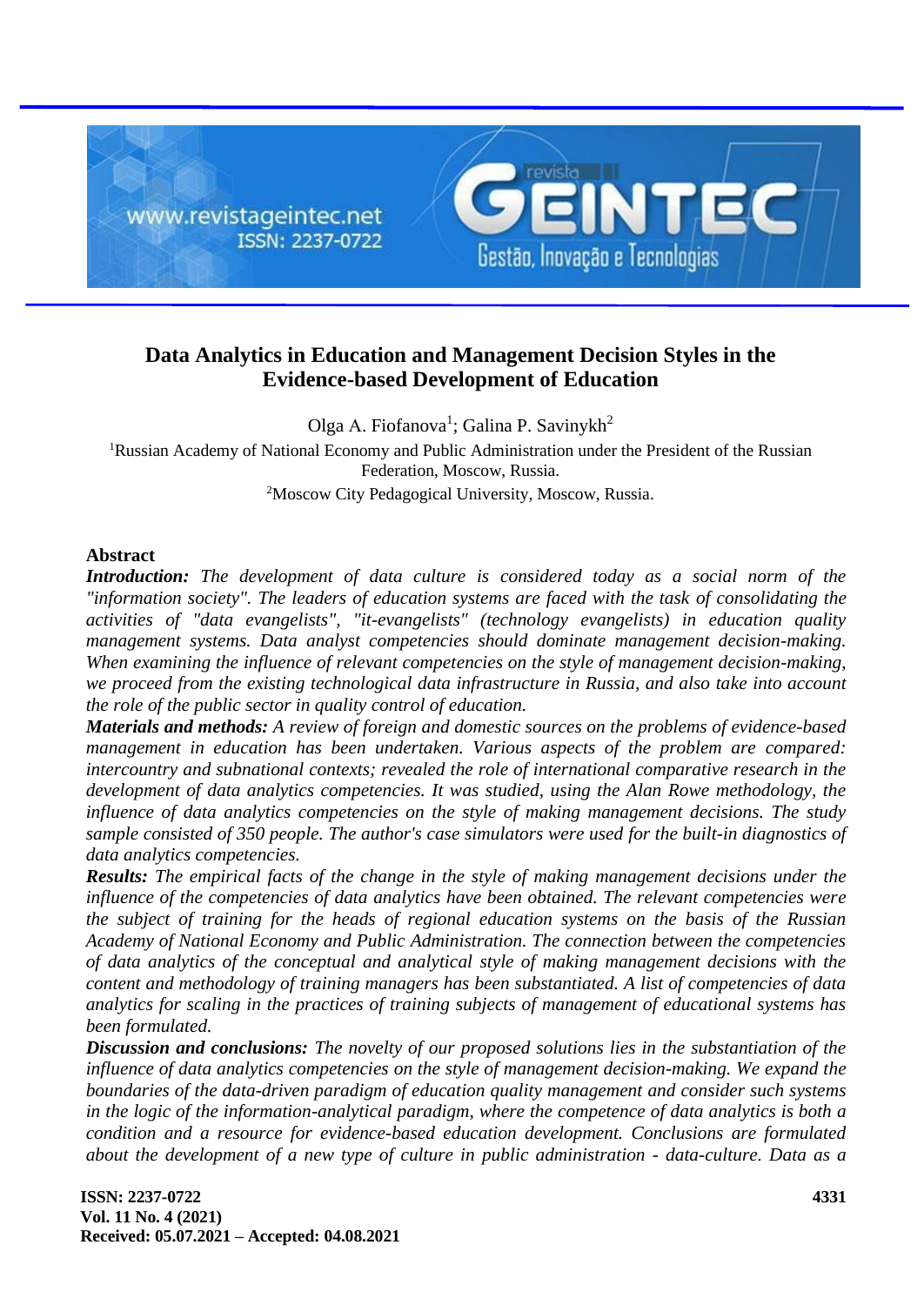# Data Analytics in Education and Management Decision Styles in the Evidence-based Development of Education

Olga A. Fiofanova[1]; Galina P. Savinykh[2]

[1]Russian Academy of National Economy and Public Administration under the President of the Russian Federation, Moscow, Russia.

[2]Moscow City Pedagogical University, Moscow, Russia.

## Abstract

***Introduction:*** *The development of data culture is considered today as a social norm of the "information society". The leaders of education systems are faced with the task of consolidating the activities of "data evangelists", "it-evangelists" (technology evangelists) in education quality management systems. Data analyst competencies should dominate management decision-making. When examining the influence of relevant competencies on the style of management decision-making, we proceed from the existing technological data infrastructure in Russia, and also take into account the role of the public sector in quality control of education.*

***Materials and methods:*** *A review of foreign and domestic sources on the problems of evidence-based management in education has been undertaken. Various aspects of the problem are compared: intercountry and subnational contexts; revealed the role of international comparative research in the development of data analytics competencies. It was studied, using the Alan Rowe methodology, the influence of data analytics competencies on the style of making management decisions. The study sample consisted of 350 people. The author's case simulators were used for the built-in diagnostics of data analytics competencies.*

***Results:*** *The empirical facts of the change in the style of making management decisions under the influence of the competencies of data analytics have been obtained. The relevant competencies were the subject of training for the heads of regional education systems on the basis of the Russian Academy of National Economy and Public Administration. The connection between the competencies of data analytics of the conceptual and analytical style of making management decisions with the content and methodology of training managers has been substantiated. A list of competencies of data analytics for scaling in the practices of training subjects of management of educational systems has been formulated.*

***Discussion and conclusions:*** *The novelty of our proposed solutions lies in the substantiation of the influence of data analytics competencies on the style of management decision-making. We expand the boundaries of the data-driven paradigm of education quality management and consider such systems in the logic of the information-analytical paradigm, where the competence of data analytics is both a condition and a resource for evidence-based education development. Conclusions are formulated about the development of a new type of culture in public administration - data-culture. Data as a*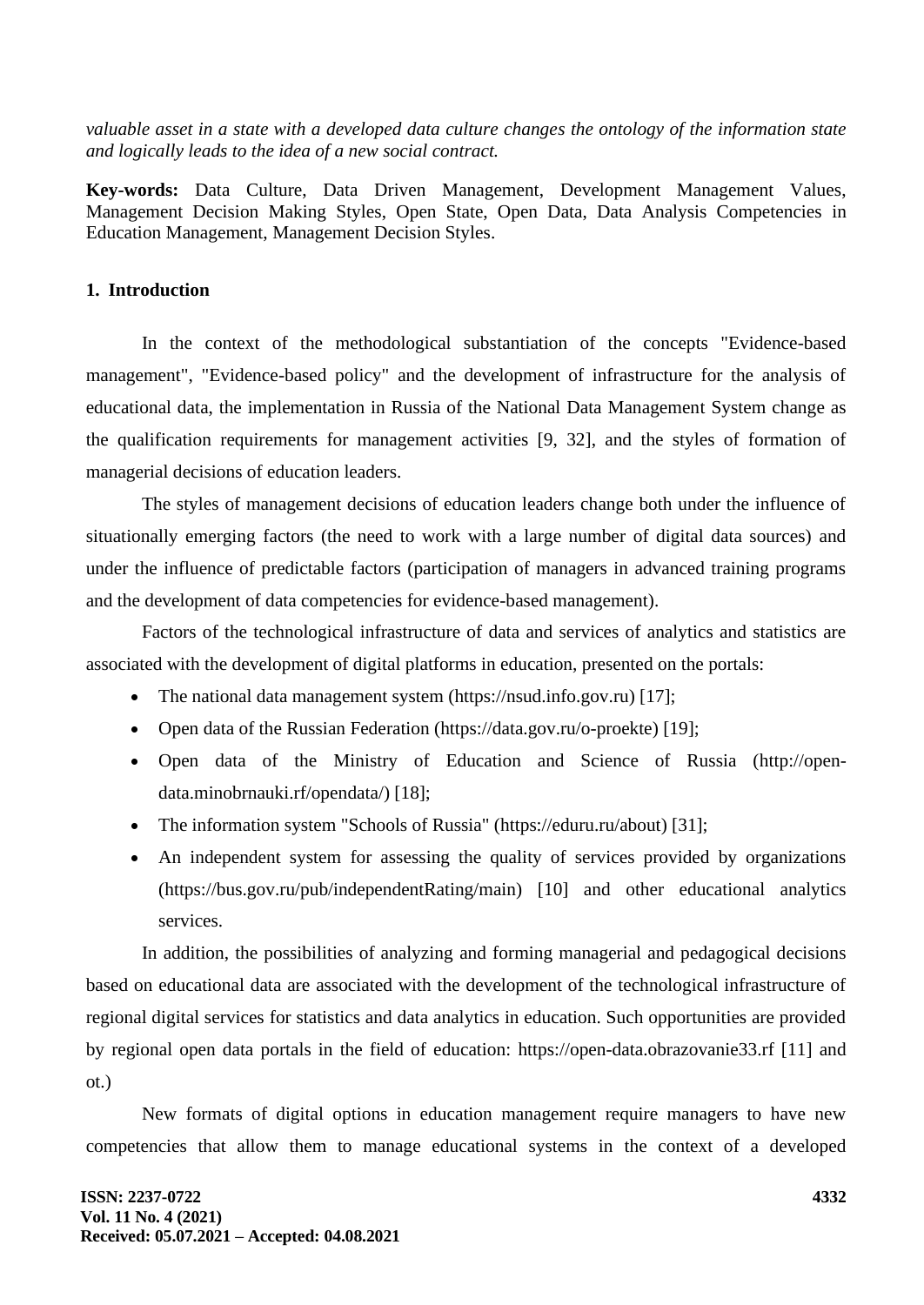*valuable asset in a state with a developed data culture changes the ontology of the information state and logically leads to the idea of a new social contract.*

**Key-words:** Data Culture, Data Driven Management, Development Management Values, Management Decision Making Styles, Open State, Open Data, Data Analysis Competencies in Education Management, Management Decision Styles.

## 1. Introduction

In the context of the methodological substantiation of the concepts "Evidence-based management", "Evidence-based policy" and the development of infrastructure for the analysis of educational data, the implementation in Russia of the National Data Management System change as the qualification requirements for management activities [9, 32], and the styles of formation of managerial decisions of education leaders.

The styles of management decisions of education leaders change both under the influence of situationally emerging factors (the need to work with a large number of digital data sources) and under the influence of predictable factors (participation of managers in advanced training programs and the development of data competencies for evidence-based management).

Factors of the technological infrastructure of data and services of analytics and statistics are associated with the development of digital platforms in education, presented on the portals:

- The national data management system (https://nsud.info.gov.ru) [17];
- Open data of the Russian Federation (https://data.gov.ru/o-proekte) [19];
- Open data of the Ministry of Education and Science of Russia (http://open-data.minobrnauki.rf/opendata/) [18];
- The information system "Schools of Russia" (https://eduru.ru/about) [31];
- An independent system for assessing the quality of services provided by organizations (https://bus.gov.ru/pub/independentRating/main) [10] and other educational analytics services.

In addition, the possibilities of analyzing and forming managerial and pedagogical decisions based on educational data are associated with the development of the technological infrastructure of regional digital services for statistics and data analytics in education. Such opportunities are provided by regional open data portals in the field of education: https://open-data.obrazovanie33.rf [11] and ot.)

New formats of digital options in education management require managers to have new competencies that allow them to manage educational systems in the context of a developed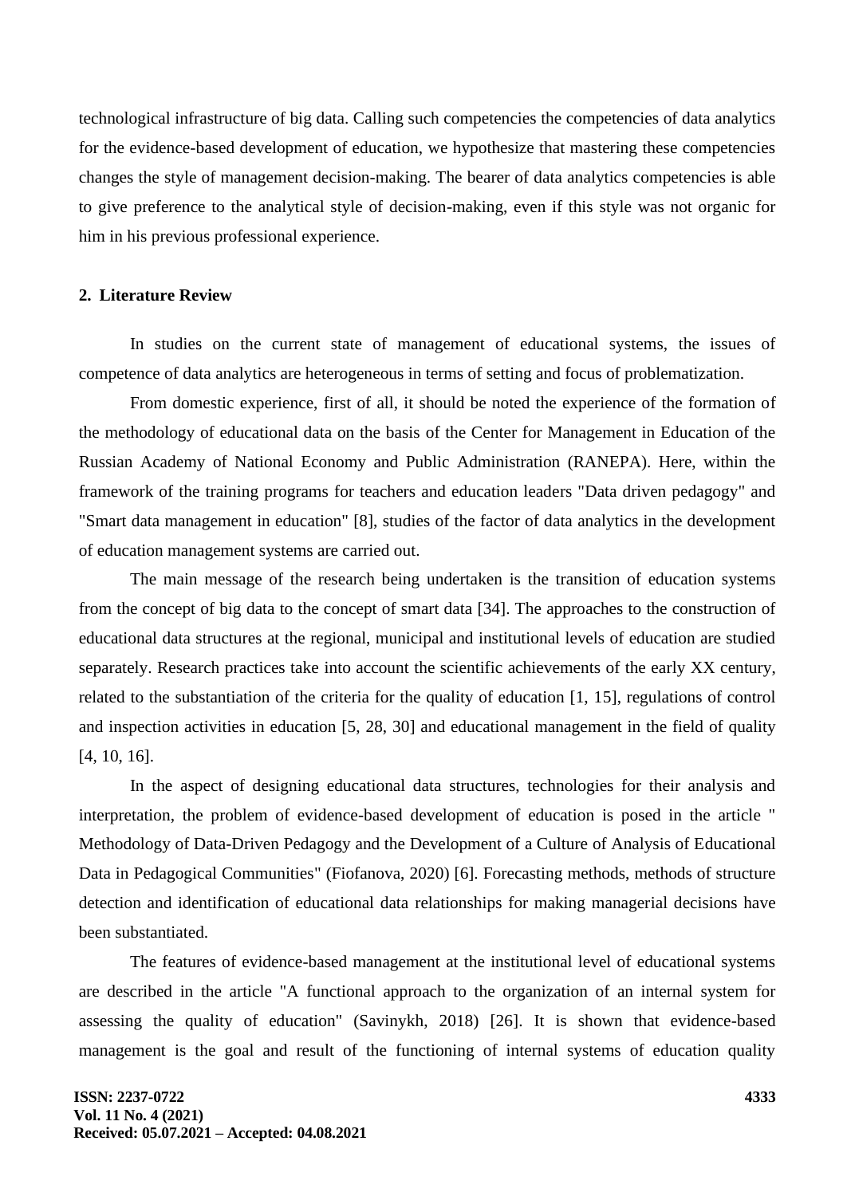technological infrastructure of big data. Calling such competencies the competencies of data analytics for the evidence-based development of education, we hypothesize that mastering these competencies changes the style of management decision-making. The bearer of data analytics competencies is able to give preference to the analytical style of decision-making, even if this style was not organic for him in his previous professional experience.

## 2. Literature Review

In studies on the current state of management of educational systems, the issues of competence of data analytics are heterogeneous in terms of setting and focus of problematization.

From domestic experience, first of all, it should be noted the experience of the formation of the methodology of educational data on the basis of the Center for Management in Education of the Russian Academy of National Economy and Public Administration (RANEPA). Here, within the framework of the training programs for teachers and education leaders "Data driven pedagogy" and "Smart data management in education" [8], studies of the factor of data analytics in the development of education management systems are carried out.

The main message of the research being undertaken is the transition of education systems from the concept of big data to the concept of smart data [34]. The approaches to the construction of educational data structures at the regional, municipal and institutional levels of education are studied separately. Research practices take into account the scientific achievements of the early XX century, related to the substantiation of the criteria for the quality of education [1, 15], regulations of control and inspection activities in education [5, 28, 30] and educational management in the field of quality [4, 10, 16].

In the aspect of designing educational data structures, technologies for their analysis and interpretation, the problem of evidence-based development of education is posed in the article " Methodology of Data-Driven Pedagogy and the Development of a Culture of Analysis of Educational Data in Pedagogical Communities" (Fiofanova, 2020) [6]. Forecasting methods, methods of structure detection and identification of educational data relationships for making managerial decisions have been substantiated.

The features of evidence-based management at the institutional level of educational systems are described in the article "A functional approach to the organization of an internal system for assessing the quality of education" (Savinykh, 2018) [26]. It is shown that evidence-based management is the goal and result of the functioning of internal systems of education quality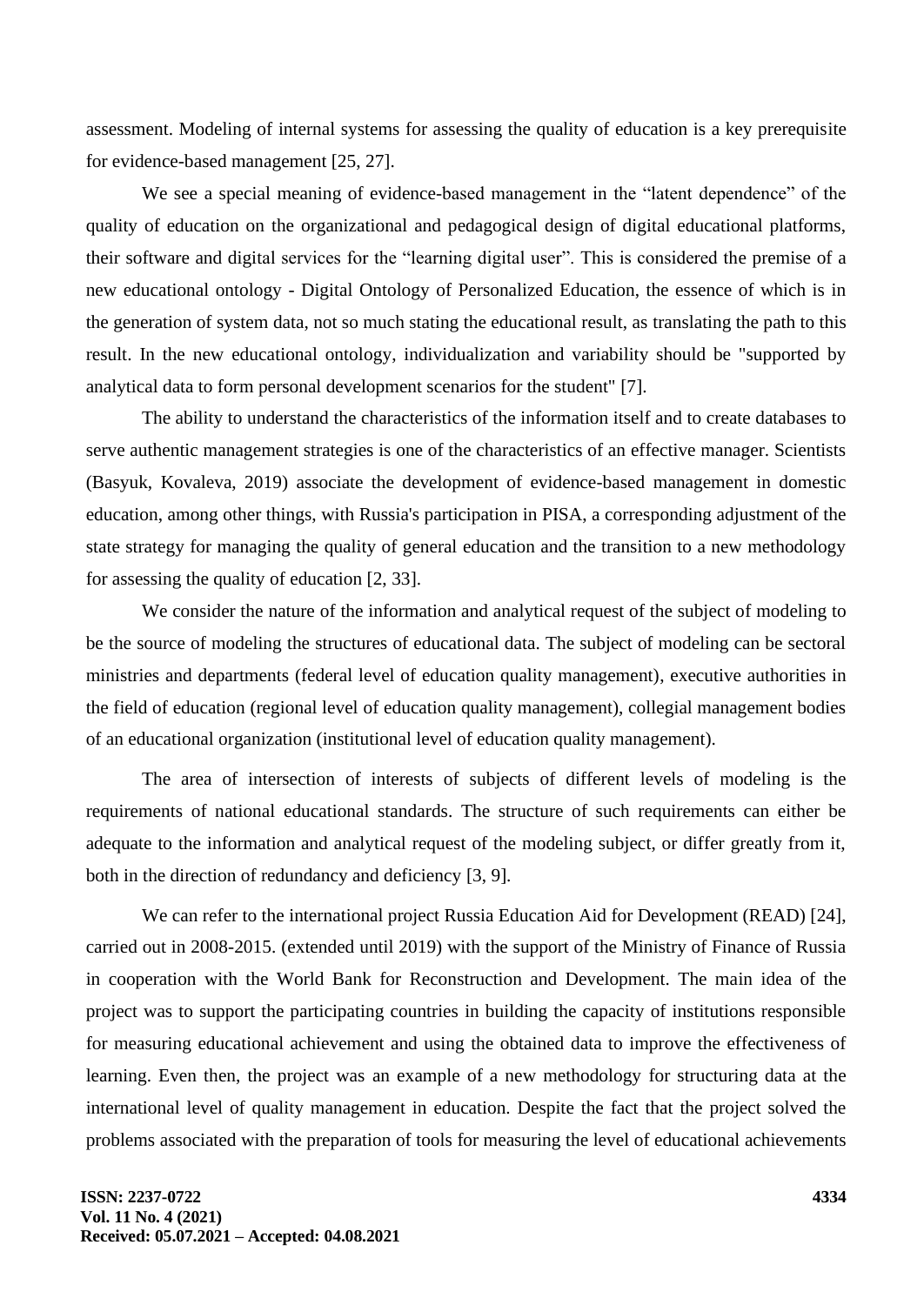assessment. Modeling of internal systems for assessing the quality of education is a key prerequisite for evidence-based management [25, 27].

We see a special meaning of evidence-based management in the “latent dependence” of the quality of education on the organizational and pedagogical design of digital educational platforms, their software and digital services for the “learning digital user”. This is considered the premise of a new educational ontology - Digital Ontology of Personalized Education, the essence of which is in the generation of system data, not so much stating the educational result, as translating the path to this result. In the new educational ontology, individualization and variability should be "supported by analytical data to form personal development scenarios for the student" [7].

The ability to understand the characteristics of the information itself and to create databases to serve authentic management strategies is one of the characteristics of an effective manager. Scientists (Basyuk, Kovaleva, 2019) associate the development of evidence-based management in domestic education, among other things, with Russia's participation in PISA, a corresponding adjustment of the state strategy for managing the quality of general education and the transition to a new methodology for assessing the quality of education [2, 33].

We consider the nature of the information and analytical request of the subject of modeling to be the source of modeling the structures of educational data. The subject of modeling can be sectoral ministries and departments (federal level of education quality management), executive authorities in the field of education (regional level of education quality management), collegial management bodies of an educational organization (institutional level of education quality management).

The area of intersection of interests of subjects of different levels of modeling is the requirements of national educational standards. The structure of such requirements can either be adequate to the information and analytical request of the modeling subject, or differ greatly from it, both in the direction of redundancy and deficiency [3, 9].

We can refer to the international project Russia Education Aid for Development (READ) [24], carried out in 2008-2015. (extended until 2019) with the support of the Ministry of Finance of Russia in cooperation with the World Bank for Reconstruction and Development. The main idea of the project was to support the participating countries in building the capacity of institutions responsible for measuring educational achievement and using the obtained data to improve the effectiveness of learning. Even then, the project was an example of a new methodology for structuring data at the international level of quality management in education. Despite the fact that the project solved the problems associated with the preparation of tools for measuring the level of educational achievements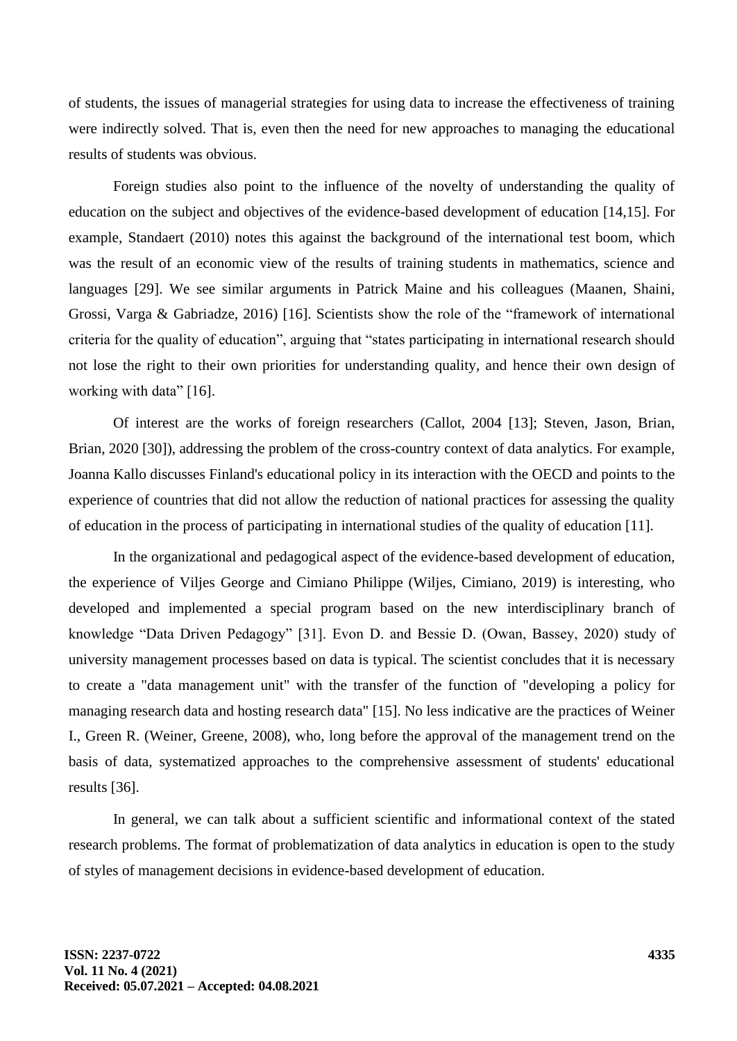of students, the issues of managerial strategies for using data to increase the effectiveness of training were indirectly solved. That is, even then the need for new approaches to managing the educational results of students was obvious.

Foreign studies also point to the influence of the novelty of understanding the quality of education on the subject and objectives of the evidence-based development of education [14,15]. For example, Standaert (2010) notes this against the background of the international test boom, which was the result of an economic view of the results of training students in mathematics, science and languages [29]. We see similar arguments in Patrick Maine and his colleagues (Maanen, Shaini, Grossi, Varga & Gabriadze, 2016) [16]. Scientists show the role of the "framework of international criteria for the quality of education", arguing that "states participating in international research should not lose the right to their own priorities for understanding quality, and hence their own design of working with data" [16].

Of interest are the works of foreign researchers (Callot, 2004 [13]; Steven, Jason, Brian, Brian, 2020 [30]), addressing the problem of the cross-country context of data analytics. For example, Joanna Kallo discusses Finland's educational policy in its interaction with the OECD and points to the experience of countries that did not allow the reduction of national practices for assessing the quality of education in the process of participating in international studies of the quality of education [11].

In the organizational and pedagogical aspect of the evidence-based development of education, the experience of Viljes George and Cimiano Philippe (Wiljes, Cimiano, 2019) is interesting, who developed and implemented a special program based on the new interdisciplinary branch of knowledge "Data Driven Pedagogy" [31]. Evon D. and Bessie D. (Owan, Bassey, 2020) study of university management processes based on data is typical. The scientist concludes that it is necessary to create a "data management unit" with the transfer of the function of "developing a policy for managing research data and hosting research data" [15]. No less indicative are the practices of Weiner I., Green R. (Weiner, Greene, 2008), who, long before the approval of the management trend on the basis of data, systematized approaches to the comprehensive assessment of students' educational results [36].

In general, we can talk about a sufficient scientific and informational context of the stated research problems. The format of problematization of data analytics in education is open to the study of styles of management decisions in evidence-based development of education.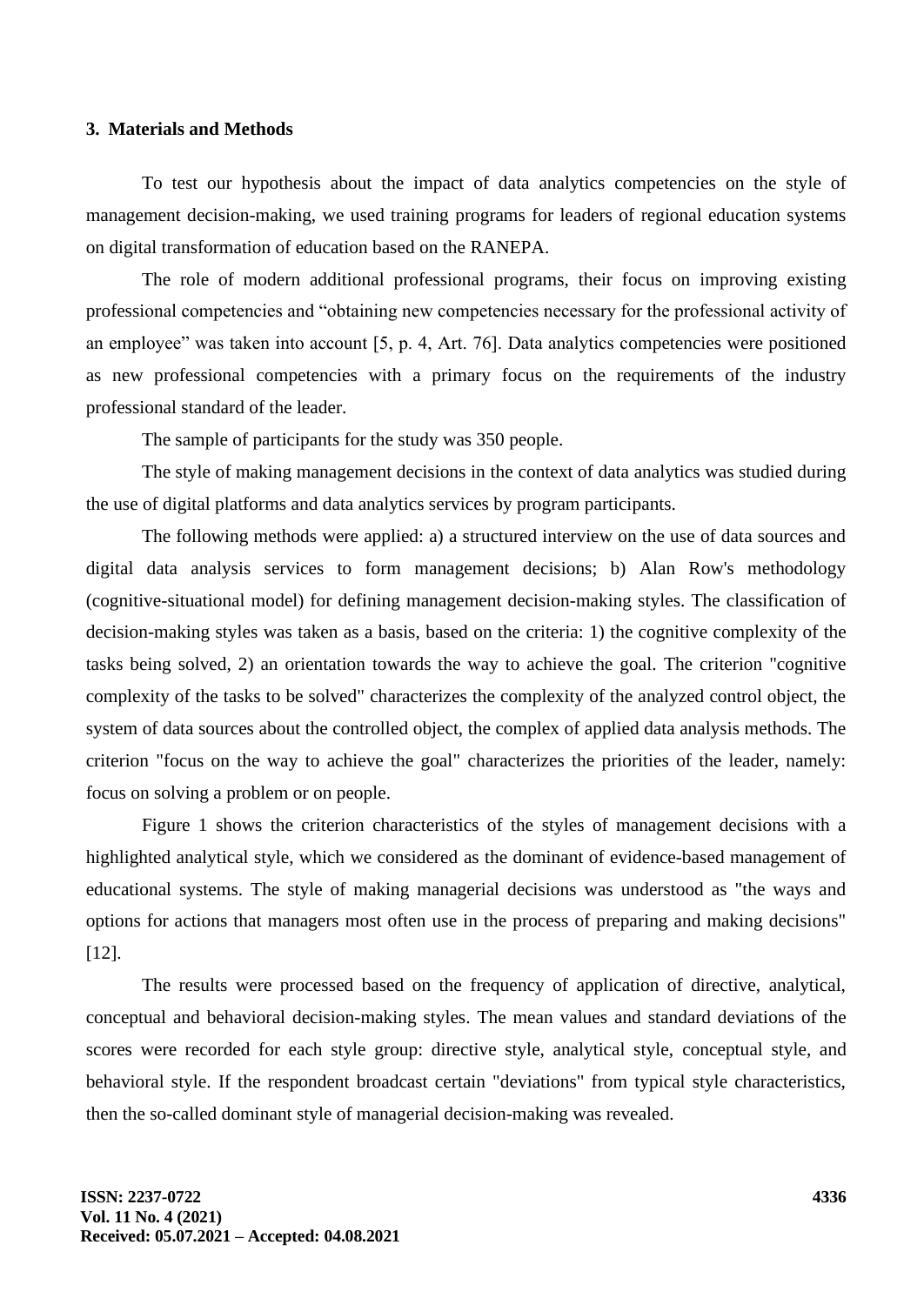### 3. Materials and Methods

To test our hypothesis about the impact of data analytics competencies on the style of management decision-making, we used training programs for leaders of regional education systems on digital transformation of education based on the RANEPA.

The role of modern additional professional programs, their focus on improving existing professional competencies and "obtaining new competencies necessary for the professional activity of an employee" was taken into account [5, p. 4, Art. 76]. Data analytics competencies were positioned as new professional competencies with a primary focus on the requirements of the industry professional standard of the leader.

The sample of participants for the study was 350 people.

The style of making management decisions in the context of data analytics was studied during the use of digital platforms and data analytics services by program participants.

The following methods were applied: a) a structured interview on the use of data sources and digital data analysis services to form management decisions; b) Alan Row's methodology (cognitive-situational model) for defining management decision-making styles. The classification of decision-making styles was taken as a basis, based on the criteria: 1) the cognitive complexity of the tasks being solved, 2) an orientation towards the way to achieve the goal. The criterion "cognitive complexity of the tasks to be solved" characterizes the complexity of the analyzed control object, the system of data sources about the controlled object, the complex of applied data analysis methods. The criterion "focus on the way to achieve the goal" characterizes the priorities of the leader, namely: focus on solving a problem or on people.

Figure 1 shows the criterion characteristics of the styles of management decisions with a highlighted analytical style, which we considered as the dominant of evidence-based management of educational systems. The style of making managerial decisions was understood as "the ways and options for actions that managers most often use in the process of preparing and making decisions" [12].

The results were processed based on the frequency of application of directive, analytical, conceptual and behavioral decision-making styles. The mean values and standard deviations of the scores were recorded for each style group: directive style, analytical style, conceptual style, and behavioral style. If the respondent broadcast certain "deviations" from typical style characteristics, then the so-called dominant style of managerial decision-making was revealed.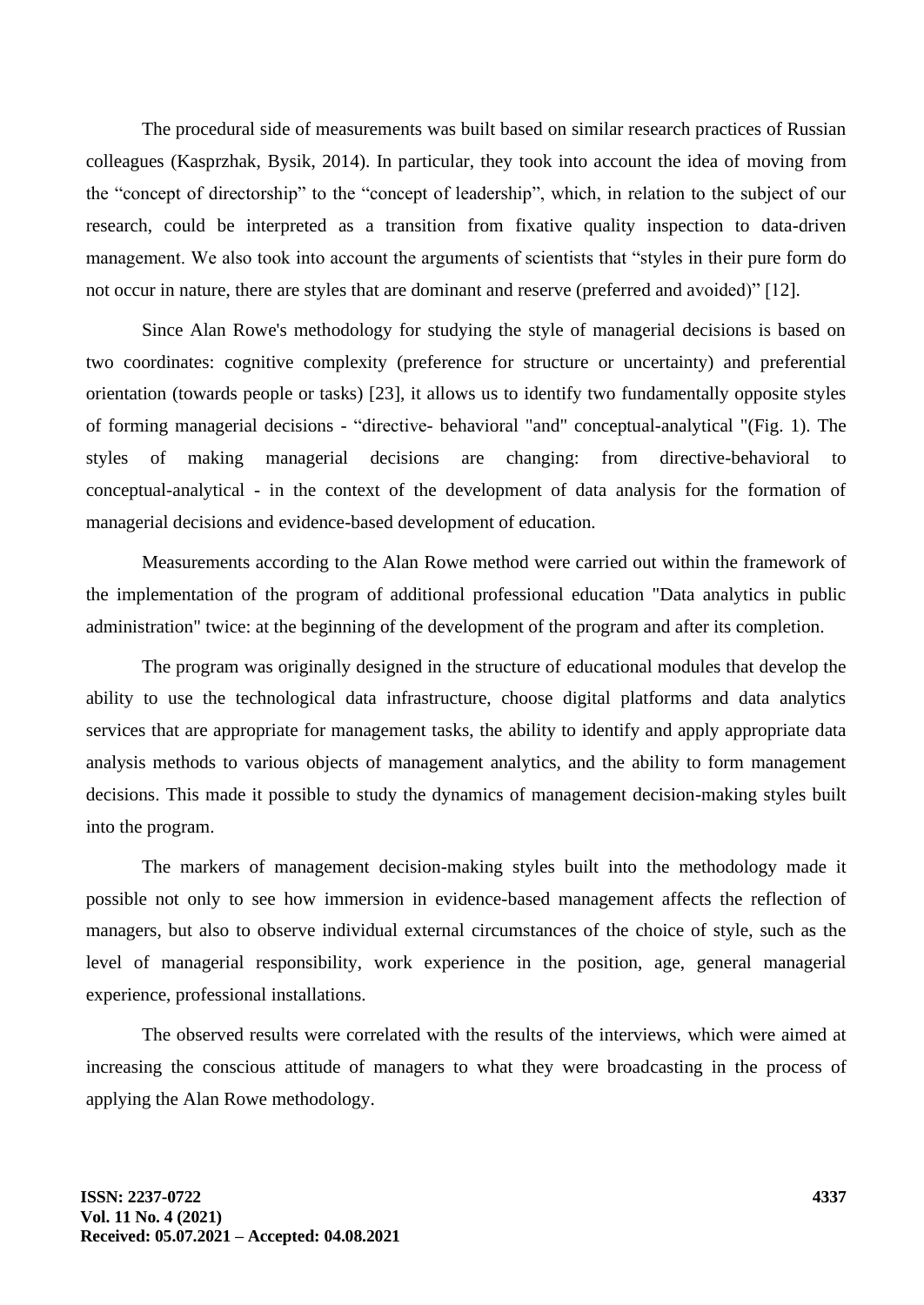The procedural side of measurements was built based on similar research practices of Russian colleagues (Kasprzhak, Bysik, 2014). In particular, they took into account the idea of moving from the "concept of directorship" to the "concept of leadership", which, in relation to the subject of our research, could be interpreted as a transition from fixative quality inspection to data-driven management. We also took into account the arguments of scientists that "styles in their pure form do not occur in nature, there are styles that are dominant and reserve (preferred and avoided)" [12].

Since Alan Rowe's methodology for studying the style of managerial decisions is based on two coordinates: cognitive complexity (preference for structure or uncertainty) and preferential orientation (towards people or tasks) [23], it allows us to identify two fundamentally opposite styles of forming managerial decisions - "directive- behavioral "and" conceptual-analytical "(Fig. 1). The styles of making managerial decisions are changing: from directive-behavioral to conceptual-analytical - in the context of the development of data analysis for the formation of managerial decisions and evidence-based development of education.

Measurements according to the Alan Rowe method were carried out within the framework of the implementation of the program of additional professional education "Data analytics in public administration" twice: at the beginning of the development of the program and after its completion.

The program was originally designed in the structure of educational modules that develop the ability to use the technological data infrastructure, choose digital platforms and data analytics services that are appropriate for management tasks, the ability to identify and apply appropriate data analysis methods to various objects of management analytics, and the ability to form management decisions. This made it possible to study the dynamics of management decision-making styles built into the program.

The markers of management decision-making styles built into the methodology made it possible not only to see how immersion in evidence-based management affects the reflection of managers, but also to observe individual external circumstances of the choice of style, such as the level of managerial responsibility, work experience in the position, age, general managerial experience, professional installations.

The observed results were correlated with the results of the interviews, which were aimed at increasing the conscious attitude of managers to what they were broadcasting in the process of applying the Alan Rowe methodology.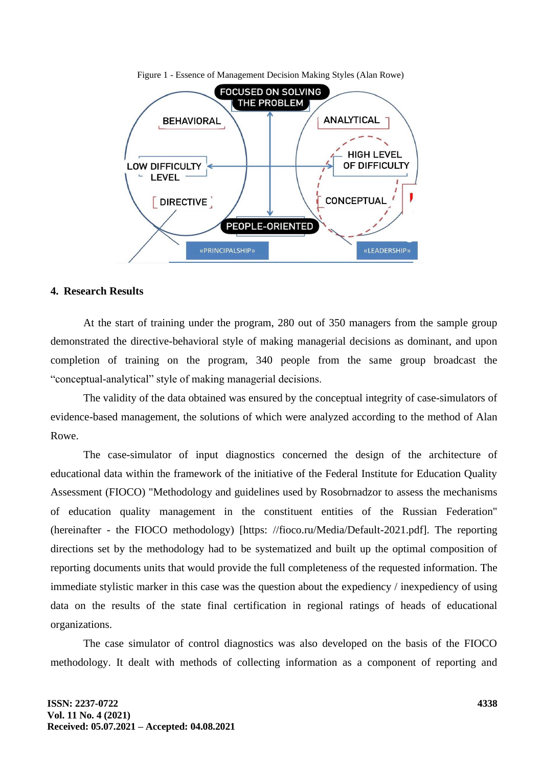Figure 1 - Essence of Management Decision Making Styles (Alan Rowe)

## 4. Research Results

At the start of training under the program, 280 out of 350 managers from the sample group demonstrated the directive-behavioral style of making managerial decisions as dominant, and upon completion of training on the program, 340 people from the same group broadcast the “conceptual-analytical” style of making managerial decisions.

The validity of the data obtained was ensured by the conceptual integrity of case-simulators of evidence-based management, the solutions of which were analyzed according to the method of Alan Rowe.

The case-simulator of input diagnostics concerned the design of the architecture of educational data within the framework of the initiative of the Federal Institute for Education Quality Assessment (FIOCO) "Methodology and guidelines used by Rosobrnadzor to assess the mechanisms of education quality management in the constituent entities of the Russian Federation" (hereinafter - the FIOCO methodology) [https: //fioco.ru/Media/Default-2021.pdf]. The reporting directions set by the methodology had to be systematized and built up the optimal composition of reporting documents units that would provide the full completeness of the requested information. The immediate stylistic marker in this case was the question about the expediency / inexpediency of using data on the results of the state final certification in regional ratings of heads of educational organizations.

The case simulator of control diagnostics was also developed on the basis of the FIOCO methodology. It dealt with methods of collecting information as a component of reporting and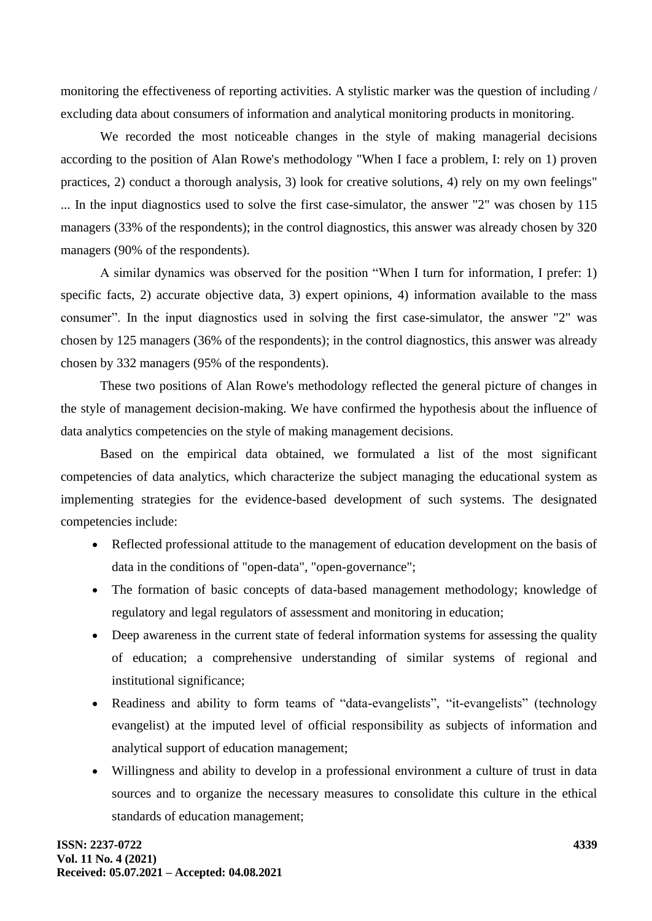monitoring the effectiveness of reporting activities. A stylistic marker was the question of including / excluding data about consumers of information and analytical monitoring products in monitoring.

We recorded the most noticeable changes in the style of making managerial decisions according to the position of Alan Rowe's methodology "When I face a problem, I: rely on 1) proven practices, 2) conduct a thorough analysis, 3) look for creative solutions, 4) rely on my own feelings" ... In the input diagnostics used to solve the first case-simulator, the answer "2" was chosen by 115 managers (33% of the respondents); in the control diagnostics, this answer was already chosen by 320 managers (90% of the respondents).

A similar dynamics was observed for the position “When I turn for information, I prefer: 1) specific facts, 2) accurate objective data, 3) expert opinions, 4) information available to the mass consumer”. In the input diagnostics used in solving the first case-simulator, the answer "2" was chosen by 125 managers (36% of the respondents); in the control diagnostics, this answer was already chosen by 332 managers (95% of the respondents).

These two positions of Alan Rowe's methodology reflected the general picture of changes in the style of management decision-making. We have confirmed the hypothesis about the influence of data analytics competencies on the style of making management decisions.

Based on the empirical data obtained, we formulated a list of the most significant competencies of data analytics, which characterize the subject managing the educational system as implementing strategies for the evidence-based development of such systems. The designated competencies include:

- Reflected professional attitude to the management of education development on the basis of data in the conditions of "open-data", "open-governance";
- The formation of basic concepts of data-based management methodology; knowledge of regulatory and legal regulators of assessment and monitoring in education;
- Deep awareness in the current state of federal information systems for assessing the quality of education; a comprehensive understanding of similar systems of regional and institutional significance;
- Readiness and ability to form teams of “data-evangelists”, “it-evangelists” (technology evangelist) at the imputed level of official responsibility as subjects of information and analytical support of education management;
- Willingness and ability to develop in a professional environment a culture of trust in data sources and to organize the necessary measures to consolidate this culture in the ethical standards of education management;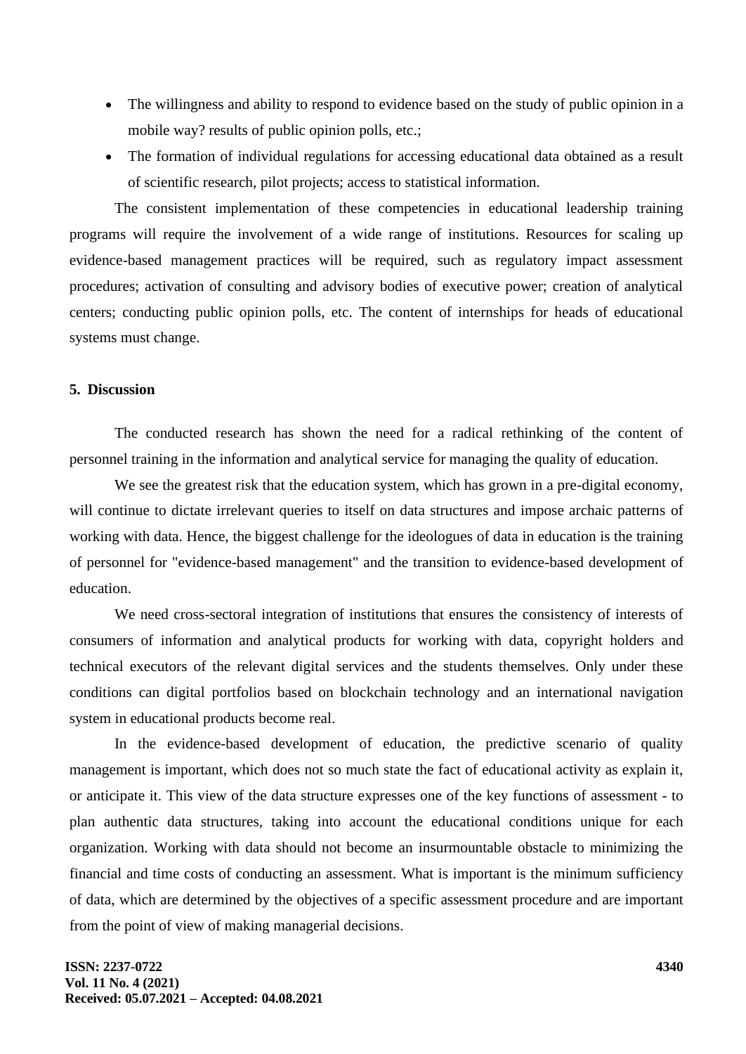- The willingness and ability to respond to evidence based on the study of public opinion in a mobile way? results of public opinion polls, etc.;
- The formation of individual regulations for accessing educational data obtained as a result of scientific research, pilot projects; access to statistical information.

The consistent implementation of these competencies in educational leadership training programs will require the involvement of a wide range of institutions. Resources for scaling up evidence-based management practices will be required, such as regulatory impact assessment procedures; activation of consulting and advisory bodies of executive power; creation of analytical centers; conducting public opinion polls, etc. The content of internships for heads of educational systems must change.

## 5. Discussion

The conducted research has shown the need for a radical rethinking of the content of personnel training in the information and analytical service for managing the quality of education.

We see the greatest risk that the education system, which has grown in a pre-digital economy, will continue to dictate irrelevant queries to itself on data structures and impose archaic patterns of working with data. Hence, the biggest challenge for the ideologues of data in education is the training of personnel for "evidence-based management" and the transition to evidence-based development of education.

We need cross-sectoral integration of institutions that ensures the consistency of interests of consumers of information and analytical products for working with data, copyright holders and technical executors of the relevant digital services and the students themselves. Only under these conditions can digital portfolios based on blockchain technology and an international navigation system in educational products become real.

In the evidence-based development of education, the predictive scenario of quality management is important, which does not so much state the fact of educational activity as explain it, or anticipate it. This view of the data structure expresses one of the key functions of assessment - to plan authentic data structures, taking into account the educational conditions unique for each organization. Working with data should not become an insurmountable obstacle to minimizing the financial and time costs of conducting an assessment. What is important is the minimum sufficiency of data, which are determined by the objectives of a specific assessment procedure and are important from the point of view of making managerial decisions.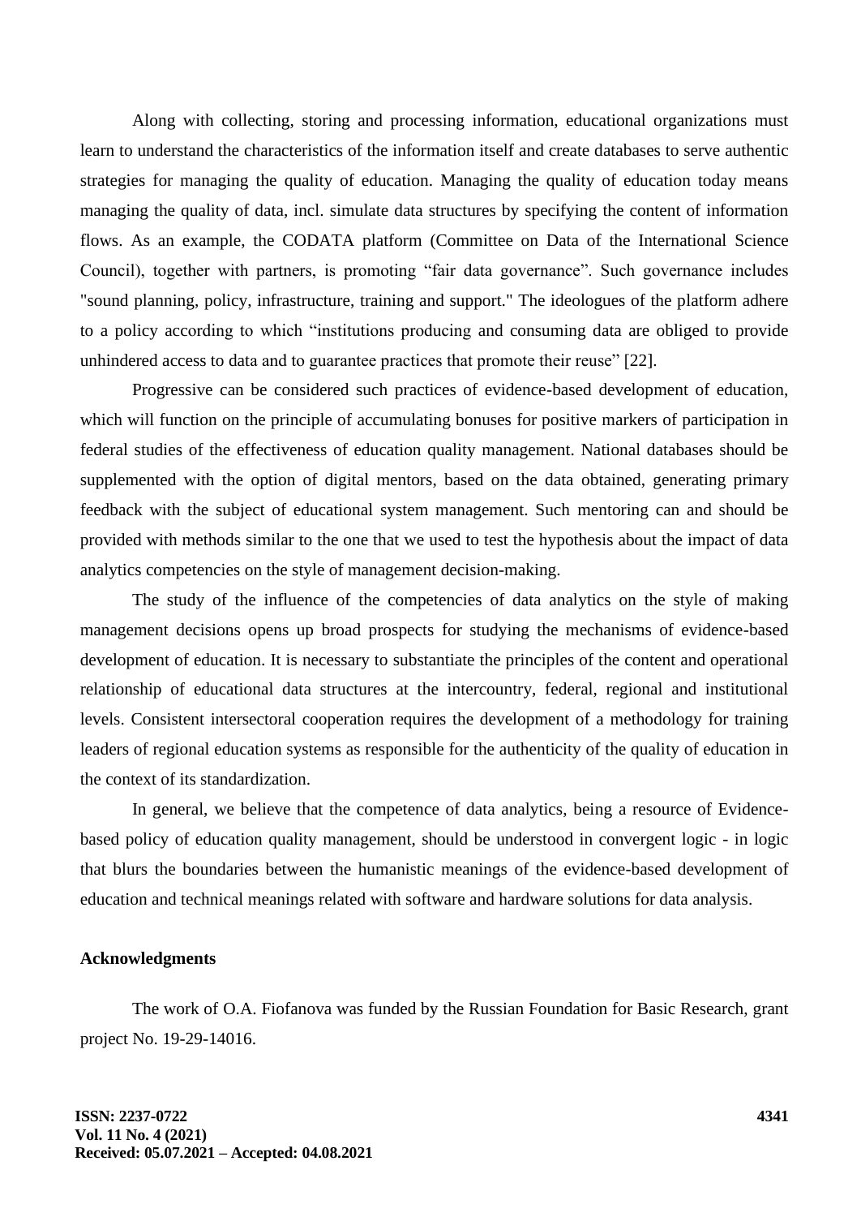Along with collecting, storing and processing information, educational organizations must learn to understand the characteristics of the information itself and create databases to serve authentic strategies for managing the quality of education. Managing the quality of education today means managing the quality of data, incl. simulate data structures by specifying the content of information flows. As an example, the CODATA platform (Committee on Data of the International Science Council), together with partners, is promoting “fair data governance”. Such governance includes "sound planning, policy, infrastructure, training and support." The ideologues of the platform adhere to a policy according to which “institutions producing and consuming data are obliged to provide unhindered access to data and to guarantee practices that promote their reuse” [22].

Progressive can be considered such practices of evidence-based development of education, which will function on the principle of accumulating bonuses for positive markers of participation in federal studies of the effectiveness of education quality management. National databases should be supplemented with the option of digital mentors, based on the data obtained, generating primary feedback with the subject of educational system management. Such mentoring can and should be provided with methods similar to the one that we used to test the hypothesis about the impact of data analytics competencies on the style of management decision-making.

The study of the influence of the competencies of data analytics on the style of making management decisions opens up broad prospects for studying the mechanisms of evidence-based development of education. It is necessary to substantiate the principles of the content and operational relationship of educational data structures at the intercountry, federal, regional and institutional levels. Consistent intersectoral cooperation requires the development of a methodology for training leaders of regional education systems as responsible for the authenticity of the quality of education in the context of its standardization.

In general, we believe that the competence of data analytics, being a resource of Evidence-based policy of education quality management, should be understood in convergent logic - in logic that blurs the boundaries between the humanistic meanings of the evidence-based development of education and technical meanings related with software and hardware solutions for data analysis.

**Acknowledgments**

The work of O.A. Fiofanova was funded by the Russian Foundation for Basic Research, grant project No. 19-29-14016.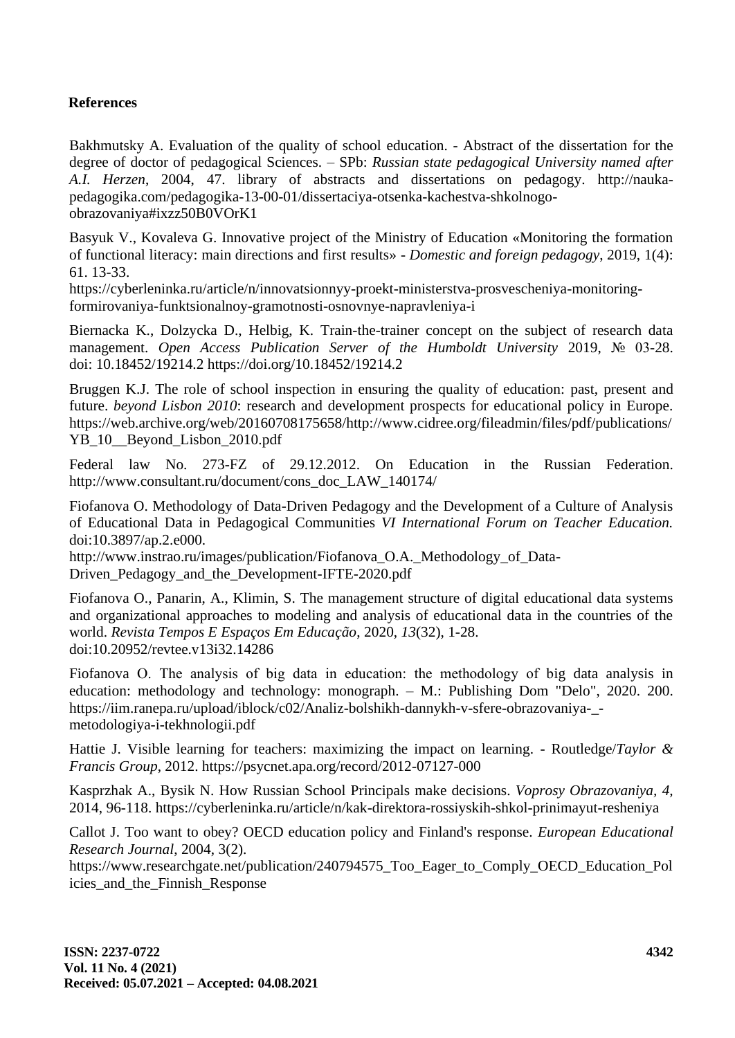## References

Bakhmutsky A. Evaluation of the quality of school education. - Abstract of the dissertation for the degree of doctor of pedagogical Sciences. – SPb: *Russian state pedagogical University named after A.I. Herzen*, 2004, 47. library of abstracts and dissertations on pedagogy. http://nauka-pedagogika.com/pedagogika-13-00-01/dissertaciya-otsenka-kachestva-shkolnogo-obrazovaniya#ixzz50B0VOrK1

Basyuk V., Kovaleva G. Innovative project of the Ministry of Education «Monitoring the formation of functional literacy: main directions and first results» - *Domestic and foreign pedagogy*, 2019, 1(4): 61. 13-33. https://cyberleninka.ru/article/n/innovatsionnyy-proekt-ministerstva-prosvescheniya-monitoring-formirovaniya-funktsionalnoy-gramotnosti-osnovnye-napravleniya-i

Biernacka K., Dolzycka D., Helbig, K. Train-the-trainer concept on the subject of research data management. *Open Access Publication Server of the Humboldt University* 2019, № 03-28. doi: 10.18452/19214.2 https://doi.org/10.18452/19214.2

Bruggen K.J. The role of school inspection in ensuring the quality of education: past, present and future. *beyond Lisbon 2010*: research and development prospects for educational policy in Europe. https://web.archive.org/web/20160708175658/http://www.cidree.org/fileadmin/files/pdf/publications/YB_10__Beyond_Lisbon_2010.pdf

Federal law No. 273-FZ of 29.12.2012. On Education in the Russian Federation. http://www.consultant.ru/document/cons_doc_LAW_140174/

Fiofanova O. Methodology of Data-Driven Pedagogy and the Development of a Culture of Analysis of Educational Data in Pedagogical Communities *VI International Forum on Teacher Education.* doi:10.3897/ap.2.e000. http://www.instrao.ru/images/publication/Fiofanova_O.A._Methodology_of_Data-Driven_Pedagogy_and_the_Development-IFTE-2020.pdf

Fiofanova O., Panarin, A., Klimin, S. The management structure of digital educational data systems and organizational approaches to modeling and analysis of educational data in the countries of the world. *Revista Tempos E Espaços Em Educação*, 2020, *13*(32), 1-28. doi:10.20952/revtee.v13i32.14286

Fiofanova O. The analysis of big data in education: the methodology of big data analysis in education: methodology and technology: monograph. – M.: Publishing Dom "Delo", 2020. 200. https://iim.ranepa.ru/upload/iblock/c02/Analiz-bolshikh-dannykh-v-sfere-obrazovaniya-_-metodologiya-i-tekhnologii.pdf

Hattie J. Visible learning for teachers: maximizing the impact on learning. - Routledge/*Taylor & Francis Group*, 2012. https://psycnet.apa.org/record/2012-07127-000

Kasprzhak A., Bysik N. How Russian School Principals make decisions. *Voprosy Obrazovaniya, 4,* 2014, 96-118. https://cyberleninka.ru/article/n/kak-direktora-rossiyskih-shkol-prinimayut-resheniya

Callot J. Too want to obey? OECD education policy and Finland's response. *European Educational Research Journal*, 2004, 3(2). https://www.researchgate.net/publication/240794575_Too_Eager_to_Comply_OECD_Education_Policies_and_the_Finnish_Response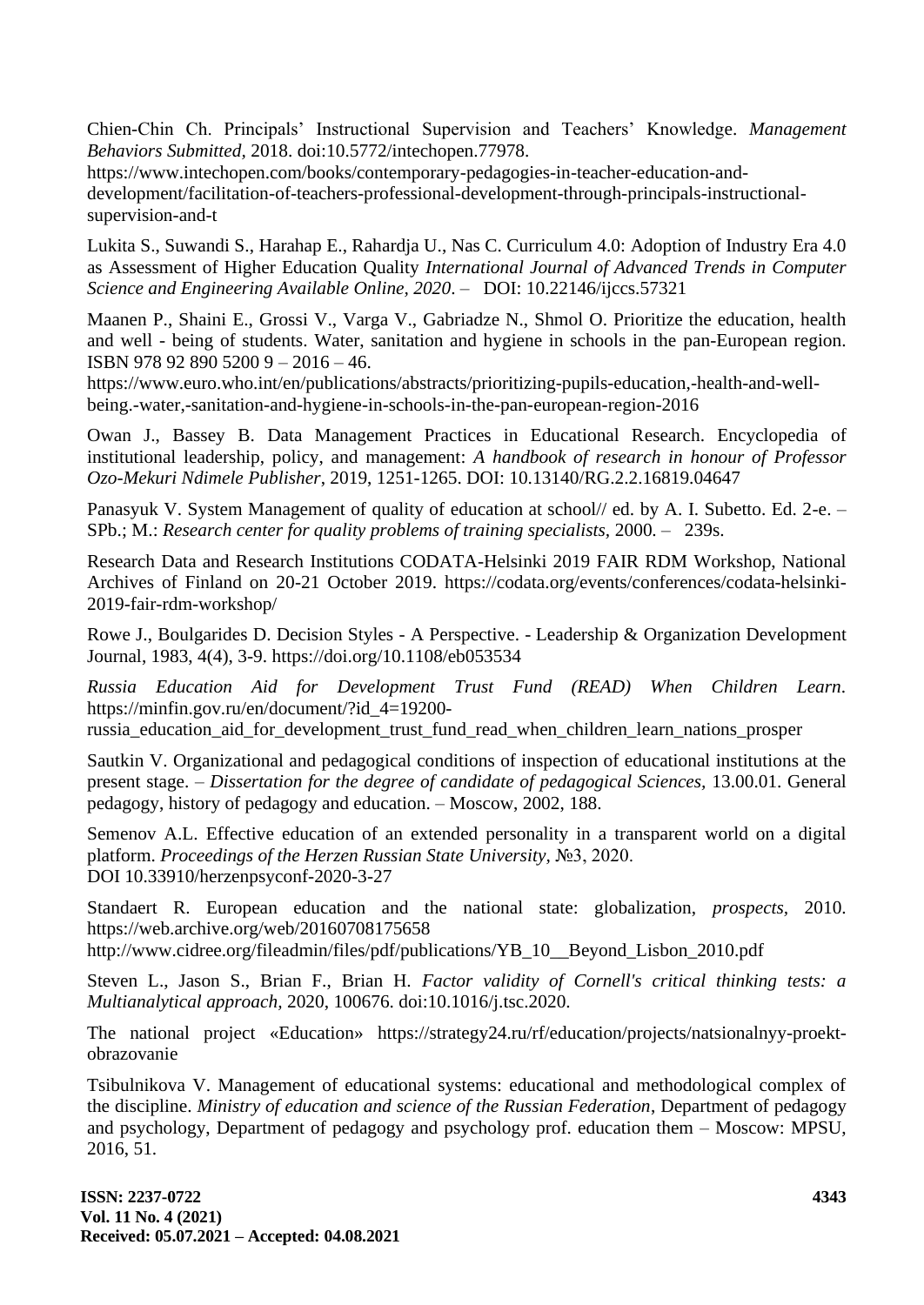Chien-Chin Ch. Principals' Instructional Supervision and Teachers' Knowledge. *Management Behaviors Submitted*, 2018. doi:10.5772/intechopen.77978. https://www.intechopen.com/books/contemporary-pedagogies-in-teacher-education-and-development/facilitation-of-teachers-professional-development-through-principals-instructional-supervision-and-t

Lukita S., Suwandi S., Harahap E., Rahardja U., Nas C. Curriculum 4.0: Adoption of Industry Era 4.0 as Assessment of Higher Education Quality *International Journal of Advanced Trends in Computer Science and Engineering Available Online, 2020*. – DOI: 10.22146/ijccs.57321

Maanen P., Shaini E., Grossi V., Varga V., Gabriadze N., Shmol O. Prioritize the education, health and well - being of students. Water, sanitation and hygiene in schools in the pan-European region. ISBN 978 92 890 5200 9 – 2016 – 46. https://www.euro.who.int/en/publications/abstracts/prioritizing-pupils-education,-health-and-well-being.-water,-sanitation-and-hygiene-in-schools-in-the-pan-european-region-2016

Owan J., Bassey B. Data Management Practices in Educational Research. Encyclopedia of institutional leadership, policy, and management: *A handbook of research in honour of Professor Ozo-Mekuri Ndimele Publisher*, 2019, 1251-1265. DOI: 10.13140/RG.2.2.16819.04647

Panasyuk V. System Management of quality of education at school// ed. by A. I. Subetto. Ed. 2-e. – SPb.; M.: *Research center for quality problems of training specialists*, 2000. – 239s.

Research Data and Research Institutions CODATA-Helsinki 2019 FAIR RDM Workshop, National Archives of Finland on 20-21 October 2019. https://codata.org/events/conferences/codata-helsinki-2019-fair-rdm-workshop/

Rowe J., Boulgarides D. Decision Styles - A Perspective. - Leadership & Organization Development Journal, 1983, 4(4), 3-9. https://doi.org/10.1108/eb053534

*Russia Education Aid for Development Trust Fund (READ) When Children Learn*. https://minfin.gov.ru/en/document/?id_4=19200-russia_education_aid_for_development_trust_fund_read_when_children_learn_nations_prosper

Sautkin V. Organizational and pedagogical conditions of inspection of educational institutions at the present stage. – *Dissertation for the degree of candidate of pedagogical Sciences*, 13.00.01. General pedagogy, history of pedagogy and education. – Moscow, 2002, 188.

Semenov A.L. Effective education of an extended personality in a transparent world on a digital platform. *Proceedings of the Herzen Russian State University*, №3, 2020. DOI 10.33910/herzenpsyconf-2020-3-27

Standaert R. European education and the national state: globalization, *prospects*, 2010. https://web.archive.org/web/20160708175658 http://www.cidree.org/fileadmin/files/pdf/publications/YB_10__Beyond_Lisbon_2010.pdf

Steven L., Jason S., Brian F., Brian H. *Factor validity of Cornell's critical thinking tests: a Multianalytical approach*, 2020, 100676. doi:10.1016/j.tsc.2020.

The national project «Education» https://strategy24.ru/rf/education/projects/natsionalnyy-proekt-obrazovanie

Tsibulnikova V. Management of educational systems: educational and methodological complex of the discipline. *Ministry of education and science of the Russian Federation*, Department of pedagogy and psychology, Department of pedagogy and psychology prof. education them – Moscow: MPSU, 2016, 51.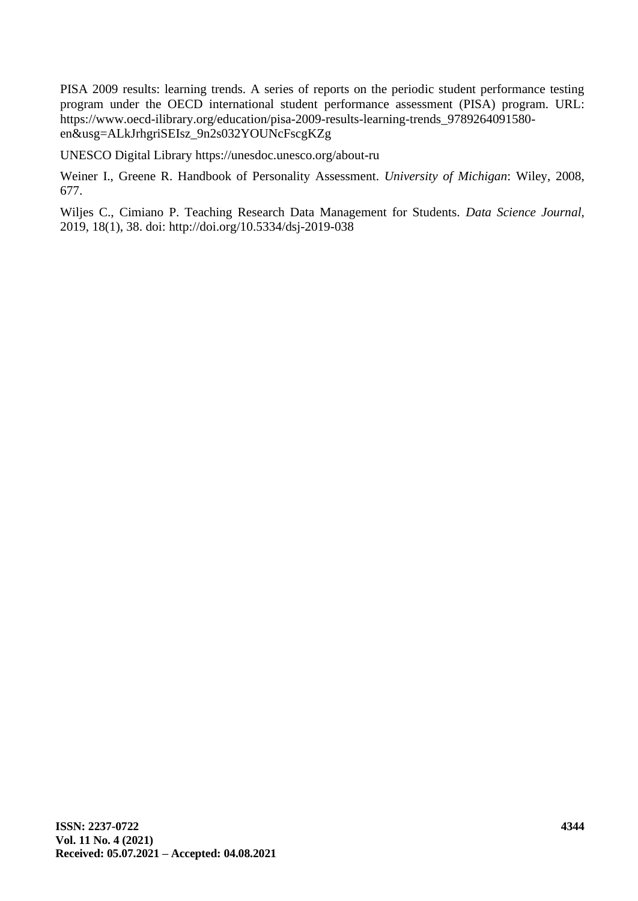PISA 2009 results: learning trends. A series of reports on the periodic student performance testing program under the OECD international student performance assessment (PISA) program. URL: https://www.oecd-ilibrary.org/education/pisa-2009-results-learning-trends_9789264091580-en&usg=ALkJrhgriSEIsz_9n2s032YOUNcFscgKZg

UNESCO Digital Library https://unesdoc.unesco.org/about-ru

Weiner I., Greene R. Handbook of Personality Assessment. *University of Michigan*: Wiley, 2008, 677.

Wiljes C., Cimiano P. Teaching Research Data Management for Students. *Data Science Journal*, 2019, 18(1), 38. doi: http://doi.org/10.5334/dsj-2019-038